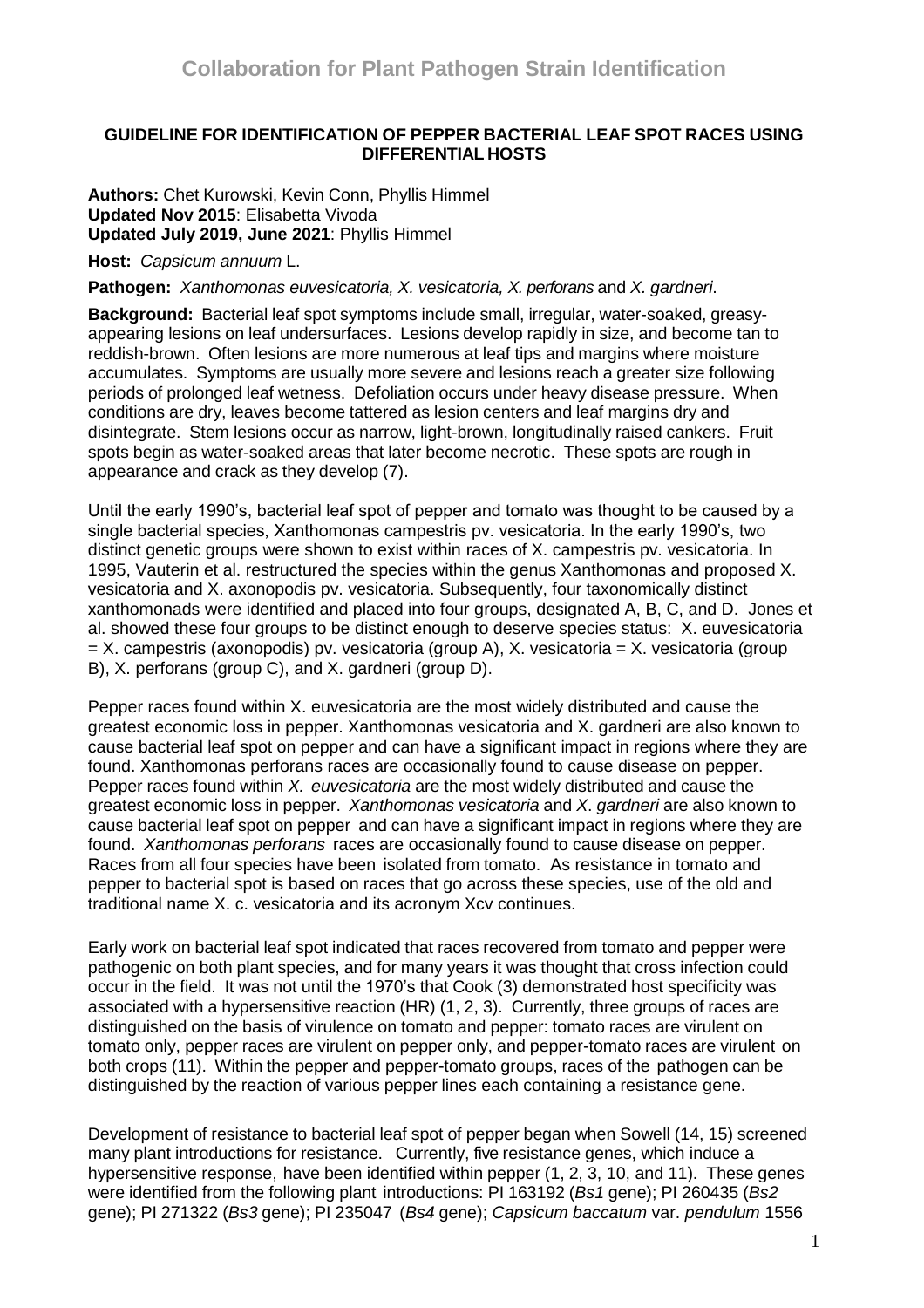# Collaboration for Plant Pathogen Strain Identification

## GUIDELINE FOR IDENTIFICATION OF PEPPER BACTERIAL LEAF SPOT RACES USING DIFFERENTIAL HOSTS

**Authors:** Chet Kurowski, Kevin Conn, Phyllis Himmel
**Updated Nov 2015**: Elisabetta Vivoda
**Updated July 2019, June 2021**: Phyllis Himmel

**Host:** *Capsicum annuum* L.

**Pathogen:** *Xanthomonas euvesicatoria, X. vesicatoria, X. perforans* and *X. gardneri*.

**Background:** Bacterial leaf spot symptoms include small, irregular, water-soaked, greasy-appearing lesions on leaf undersurfaces. Lesions develop rapidly in size, and become tan to reddish-brown. Often lesions are more numerous at leaf tips and margins where moisture accumulates. Symptoms are usually more severe and lesions reach a greater size following periods of prolonged leaf wetness. Defoliation occurs under heavy disease pressure. When conditions are dry, leaves become tattered as lesion centers and leaf margins dry and disintegrate. Stem lesions occur as narrow, light-brown, longitudinally raised cankers. Fruit spots begin as water-soaked areas that later become necrotic. These spots are rough in appearance and crack as they develop (7).

Until the early 1990's, bacterial leaf spot of pepper and tomato was thought to be caused by a single bacterial species, Xanthomonas campestris pv. vesicatoria. In the early 1990's, two distinct genetic groups were shown to exist within races of X. campestris pv. vesicatoria. In 1995, Vauterin et al. restructured the species within the genus Xanthomonas and proposed X. vesicatoria and X. axonopodis pv. vesicatoria. Subsequently, four taxonomically distinct xanthomonads were identified and placed into four groups, designated A, B, C, and D. Jones et al. showed these four groups to be distinct enough to deserve species status: X. euvesicatoria = X. campestris (axonopodis) pv. vesicatoria (group A), X. vesicatoria = X. vesicatoria (group B), X. perforans (group C), and X. gardneri (group D).

Pepper races found within X. euvesicatoria are the most widely distributed and cause the greatest economic loss in pepper. Xanthomonas vesicatoria and X. gardneri are also known to cause bacterial leaf spot on pepper and can have a significant impact in regions where they are found. Xanthomonas perforans races are occasionally found to cause disease on pepper. Pepper races found within *X. euvesicatoria* are the most widely distributed and cause the greatest economic loss in pepper. *Xanthomonas vesicatoria* and *X. gardneri* are also known to cause bacterial leaf spot on pepper and can have a significant impact in regions where they are found. *Xanthomonas perforans* races are occasionally found to cause disease on pepper. Races from all four species have been isolated from tomato. As resistance in tomato and pepper to bacterial spot is based on races that go across these species, use of the old and traditional name X. c. vesicatoria and its acronym Xcv continues.

Early work on bacterial leaf spot indicated that races recovered from tomato and pepper were pathogenic on both plant species, and for many years it was thought that cross infection could occur in the field. It was not until the 1970's that Cook (3) demonstrated host specificity was associated with a hypersensitive reaction (HR) (1, 2, 3). Currently, three groups of races are distinguished on the basis of virulence on tomato and pepper: tomato races are virulent on tomato only, pepper races are virulent on pepper only, and pepper-tomato races are virulent on both crops (11). Within the pepper and pepper-tomato groups, races of the pathogen can be distinguished by the reaction of various pepper lines each containing a resistance gene.

Development of resistance to bacterial leaf spot of pepper began when Sowell (14, 15) screened many plant introductions for resistance. Currently, five resistance genes, which induce a hypersensitive response, have been identified within pepper (1, 2, 3, 10, and 11). These genes were identified from the following plant introductions: PI 163192 (*Bs1* gene); PI 260435 (*Bs2* gene); PI 271322 (*Bs3* gene); PI 235047 (*Bs4* gene); *Capsicum baccatum* var. *pendulum* 1556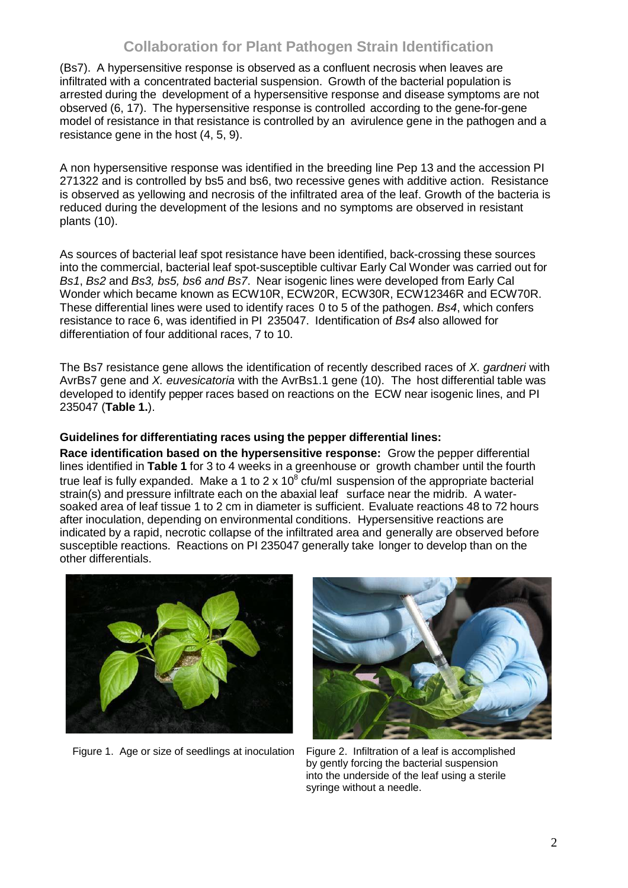(Bs7). A hypersensitive response is observed as a confluent necrosis when leaves are infiltrated with a concentrated bacterial suspension. Growth of the bacterial population is arrested during the development of a hypersensitive response and disease symptoms are not observed (6, 17). The hypersensitive response is controlled according to the gene-for-gene model of resistance in that resistance is controlled by an avirulence gene in the pathogen and a resistance gene in the host (4, 5, 9).

A non hypersensitive response was identified in the breeding line Pep 13 and the accession PI 271322 and is controlled by bs5 and bs6, two recessive genes with additive action. Resistance is observed as yellowing and necrosis of the infiltrated area of the leaf. Growth of the bacteria is reduced during the development of the lesions and no symptoms are observed in resistant plants (10).

As sources of bacterial leaf spot resistance have been identified, back-crossing these sources into the commercial, bacterial leaf spot-susceptible cultivar Early Cal Wonder was carried out for *Bs1*, *Bs2* and *Bs3, bs5, bs6 and Bs7*. Near isogenic lines were developed from Early Cal Wonder which became known as ECW10R, ECW20R, ECW30R, ECW12346R and ECW70R. These differential lines were used to identify races 0 to 5 of the pathogen. *Bs4*, which confers resistance to race 6, was identified in PI 235047. Identification of *Bs4* also allowed for differentiation of four additional races, 7 to 10.

The Bs7 resistance gene allows the identification of recently described races of *X. gardneri* with AvrBs7 gene and *X. euvesicatoria* with the AvrBs1.1 gene (10). The host differential table was developed to identify pepper races based on reactions on the ECW near isogenic lines, and PI 235047 (**Table 1.**).

**Guidelines for differentiating races using the pepper differential lines:**

**Race identification based on the hypersensitive response:** Grow the pepper differential lines identified in **Table 1** for 3 to 4 weeks in a greenhouse or growth chamber until the fourth true leaf is fully expanded. Make a 1 to 2 x $10^8$ cfu/ml suspension of the appropriate bacterial strain(s) and pressure infiltrate each on the abaxial leaf surface near the midrib. A water-soaked area of leaf tissue 1 to 2 cm in diameter is sufficient. Evaluate reactions 48 to 72 hours after inoculation, depending on environmental conditions. Hypersensitive reactions are indicated by a rapid, necrotic collapse of the infiltrated area and generally are observed before susceptible reactions. Reactions on PI 235047 generally take longer to develop than on the other differentials.

Figure 1. Age or size of seedlings at inoculation

Figure 2. Infiltration of a leaf is accomplished by gently forcing the bacterial suspension into the underside of the leaf using a sterile syringe without a needle.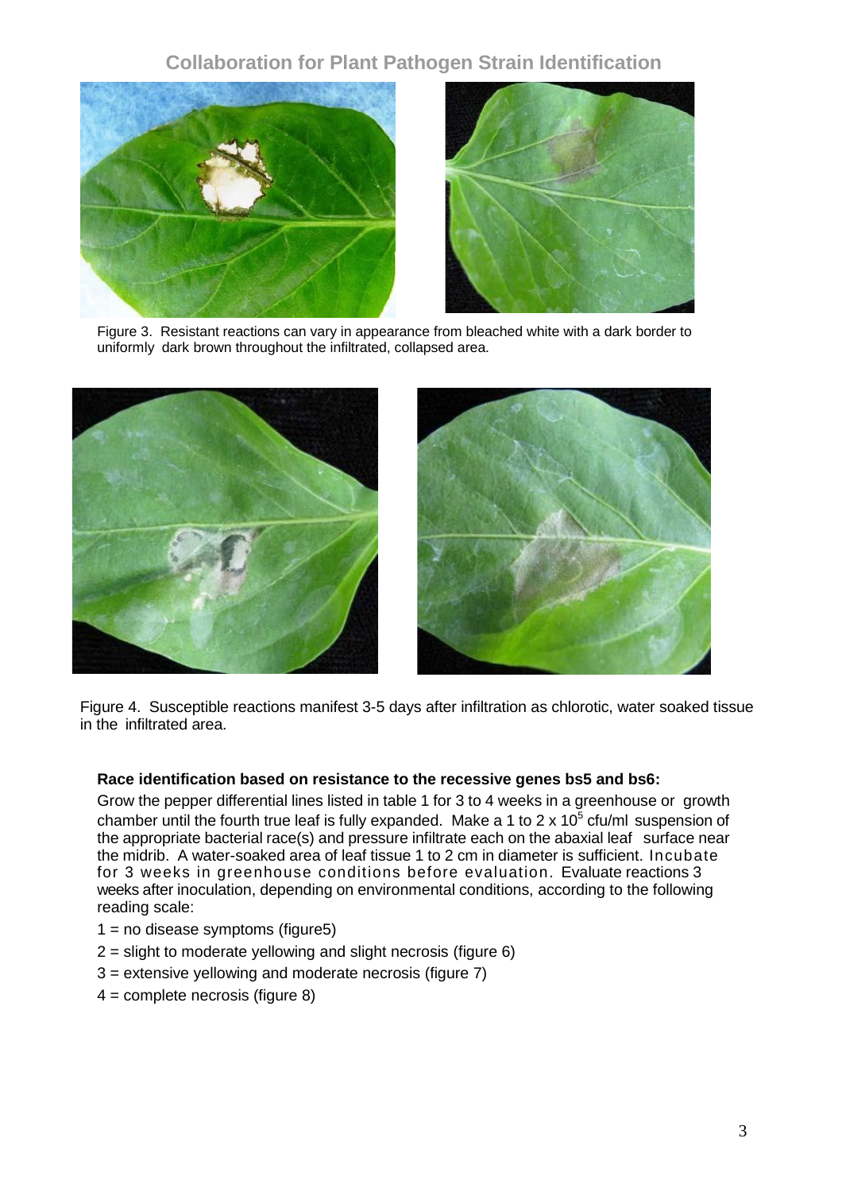Figure 3. Resistant reactions can vary in appearance from bleached white with a dark border to uniformly dark brown throughout the infiltrated, collapsed area.

Figure 4. Susceptible reactions manifest 3-5 days after infiltration as chlorotic, water soaked tissue in the infiltrated area.

**Race identification based on resistance to the recessive genes bs5 and bs6:**

Grow the pepper differential lines listed in table 1 for 3 to 4 weeks in a greenhouse or growth chamber until the fourth true leaf is fully expanded. Make a 1 to 2 x $10^5$ cfu/ml suspension of the appropriate bacterial race(s) and pressure infiltrate each on the abaxial leaf surface near the midrib. A water-soaked area of leaf tissue 1 to 2 cm in diameter is sufficient. Incubate for 3 weeks in greenhouse conditions before evaluation. Evaluate reactions 3 weeks after inoculation, depending on environmental conditions, according to the following reading scale:

1 = no disease symptoms (figure5)

2 = slight to moderate yellowing and slight necrosis (figure 6)

3 = extensive yellowing and moderate necrosis (figure 7)

4 = complete necrosis (figure 8)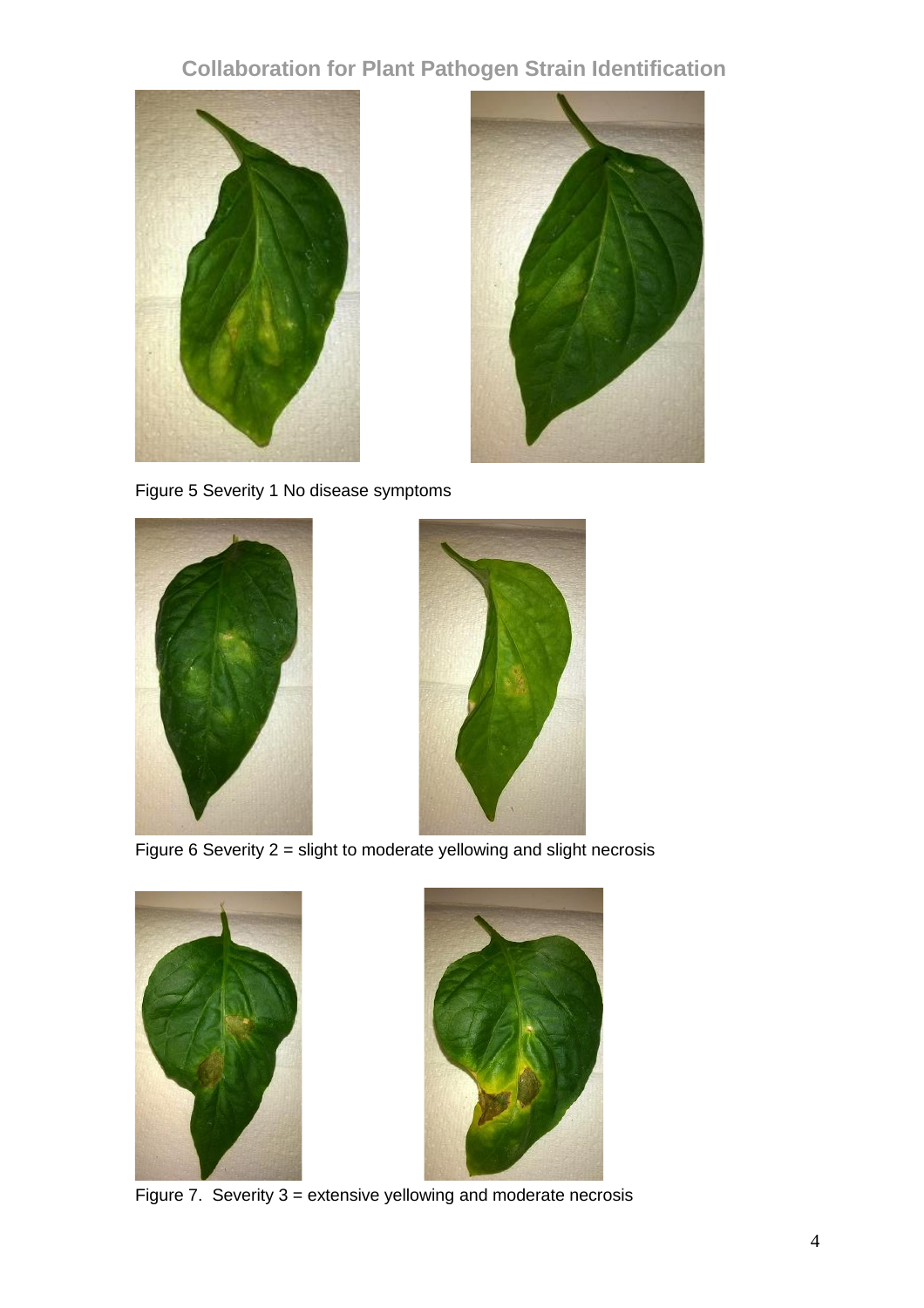Figure 5 Severity 1 No disease symptoms

Figure 6 Severity 2 = slight to moderate yellowing and slight necrosis

Figure 7.  Severity 3 = extensive yellowing and moderate necrosis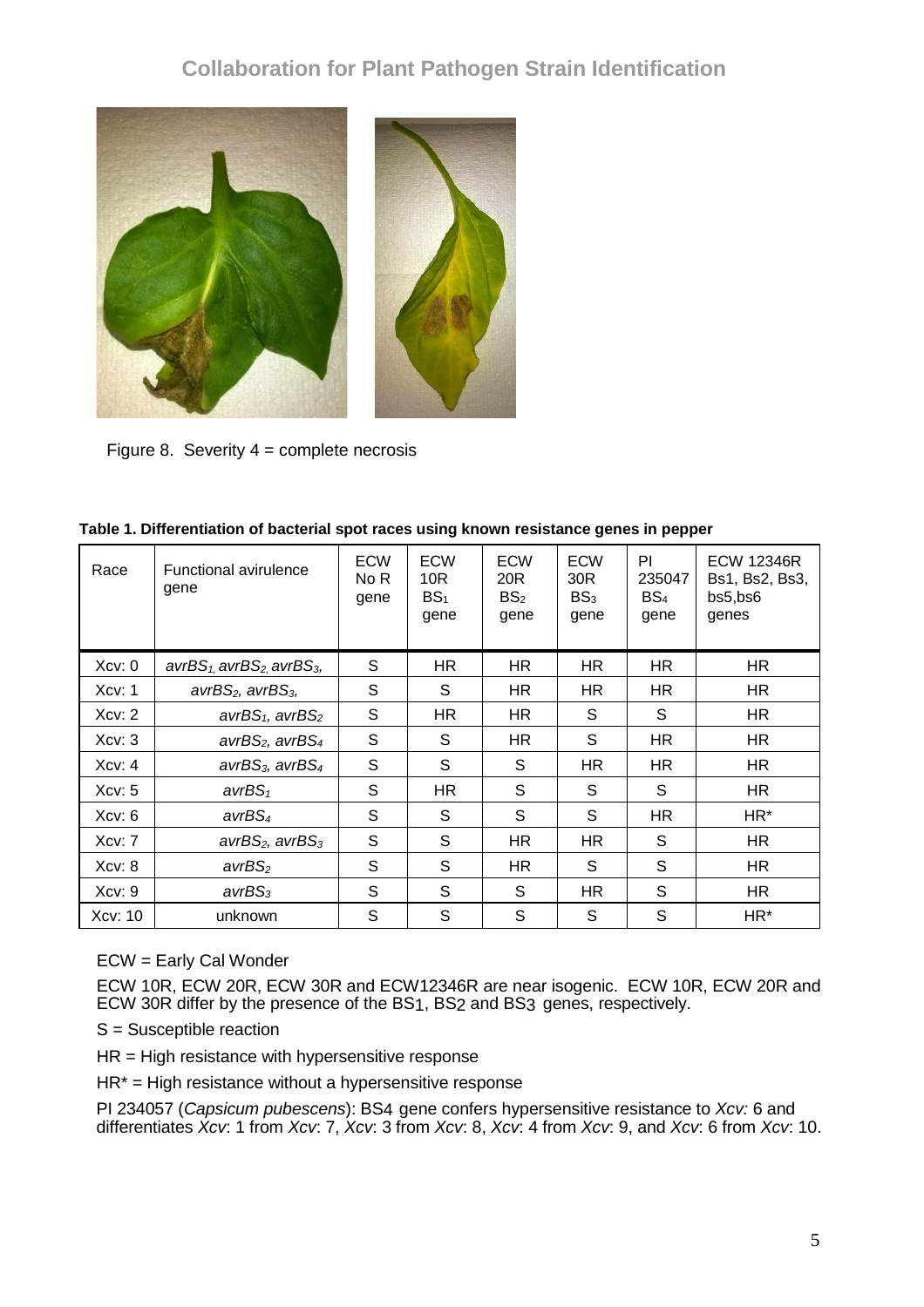Figure 8. Severity 4 = complete necrosis

**Table 1. Differentiation of bacterial spot races using known resistance genes in pepper**

| Race | Functional avirulence gene | ECW No R gene | ECW 10R $BS_1$ gene | ECW 20R $BS_2$ gene | ECW 30R $BS_3$ gene | PI 235047 $BS_4$ gene | ECW 12346R Bs1, Bs2, Bs3, bs5,bs6 genes |
|---|---|---|---|---|---|---|---|
| Xcv: 0 | *avrBS*$_1$, *avrBS*$_2$, *avrBS*$_3$, | S | HR | HR | HR | HR | HR |
| Xcv: 1 | *avrBS*$_2$, *avrBS*$_3$, | S | S | HR | HR | HR | HR |
| Xcv: 2 | *avrBS*$_1$, *avrBS*$_2$ | S | HR | HR | S | S | HR |
| Xcv: 3 | *avrBS*$_2$, *avrBS*$_4$ | S | S | HR | S | HR | HR |
| Xcv: 4 | *avrBS*$_3$, *avrBS*$_4$ | S | S | S | HR | HR | HR |
| Xcv: 5 | *avrBS*$_1$ | S | HR | S | S | S | HR |
| Xcv: 6 | *avrBS*$_4$ | S | S | S | S | HR | HR* |
| Xcv: 7 | *avrBS*$_2$, *avrBS*$_3$ | S | S | HR | HR | S | HR |
| Xcv: 8 | *avrBS*$_2$ | S | S | HR | S | S | HR |
| Xcv: 9 | *avrBS*$_3$ | S | S | S | HR | S | HR |
| Xcv: 10 | unknown | S | S | S | S | S | HR* |

ECW = Early Cal Wonder

ECW 10R, ECW 20R, ECW 30R and ECW12346R are near isogenic. ECW 10R, ECW 20R and ECW 30R differ by the presence of the BS1, BS2 and BS3 genes, respectively.

S = Susceptible reaction

HR = High resistance with hypersensitive response

HR* = High resistance without a hypersensitive response

PI 234057 (*Capsicum pubescens*): BS4 gene confers hypersensitive resistance to *Xcv:* 6 and differentiates *Xcv*: 1 from *Xcv*: 7, *Xcv*: 3 from *Xcv*: 8, *Xcv*: 4 from *Xcv*: 9, and *Xcv*: 6 from *Xcv*: 10.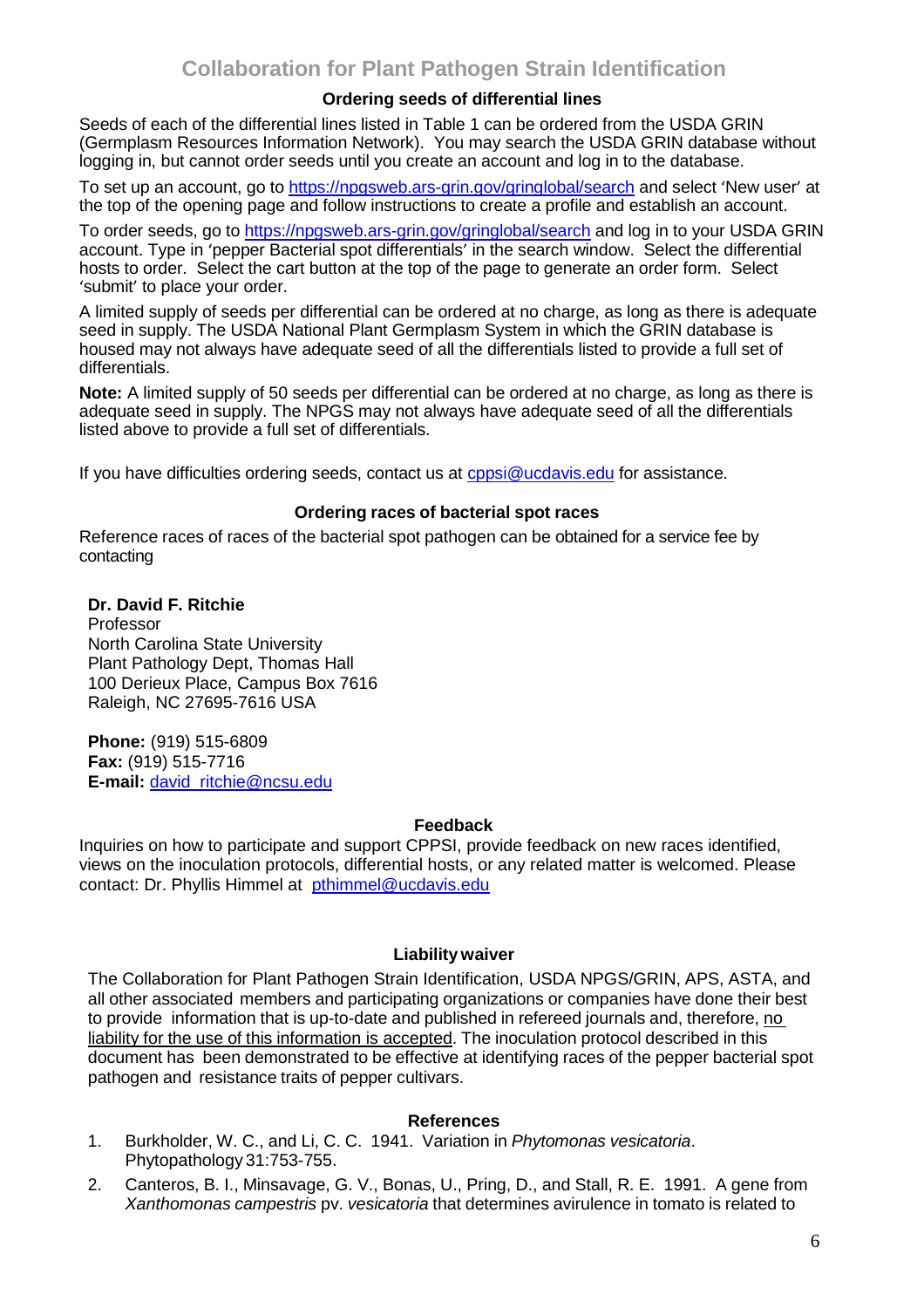# Collaboration for Plant Pathogen Strain Identification

### Ordering seeds of differential lines

Seeds of each of the differential lines listed in Table 1 can be ordered from the USDA GRIN (Germplasm Resources Information Network). You may search the USDA GRIN database without logging in, but cannot order seeds until you create an account and log in to the database.

To set up an account, go to https://npgsweb.ars-grin.gov/gringlobal/search and select 'New user' at the top of the opening page and follow instructions to create a profile and establish an account.

To order seeds, go to https://npgsweb.ars-grin.gov/gringlobal/search and log in to your USDA GRIN account. Type in 'pepper Bacterial spot differentials' in the search window. Select the differential hosts to order. Select the cart button at the top of the page to generate an order form. Select 'submit' to place your order.

A limited supply of seeds per differential can be ordered at no charge, as long as there is adequate seed in supply. The USDA National Plant Germplasm System in which the GRIN database is housed may not always have adequate seed of all the differentials listed to provide a full set of differentials.

**Note:** A limited supply of 50 seeds per differential can be ordered at no charge, as long as there is adequate seed in supply. The NPGS may not always have adequate seed of all the differentials listed above to provide a full set of differentials.

If you have difficulties ordering seeds, contact us at cppsi@ucdavis.edu for assistance.

### Ordering races of bacterial spot races

Reference races of races of the bacterial spot pathogen can be obtained for a service fee by contacting

**Dr. David F. Ritchie**
Professor
North Carolina State University
Plant Pathology Dept, Thomas Hall
100 Derieux Place, Campus Box 7616
Raleigh, NC 27695-7616 USA

**Phone:** (919) 515-6809
**Fax:** (919) 515-7716
**E-mail:** david_ritchie@ncsu.edu

### Feedback

Inquiries on how to participate and support CPPSI, provide feedback on new races identified, views on the inoculation protocols, differential hosts, or any related matter is welcomed. Please contact: Dr. Phyllis Himmel at pthimmel@ucdavis.edu

### Liability waiver

The Collaboration for Plant Pathogen Strain Identification, USDA NPGS/GRIN, APS, ASTA, and all other associated members and participating organizations or companies have done their best to provide information that is up-to-date and published in refereed journals and, therefore, no liability for the use of this information is accepted. The inoculation protocol described in this document has been demonstrated to be effective at identifying races of the pepper bacterial spot pathogen and resistance traits of pepper cultivars.

### References

1. Burkholder, W. C., and Li, C. C. 1941. Variation in *Phytomonas vesicatoria*. Phytopathology 31:753-755.
2. Canteros, B. I., Minsavage, G. V., Bonas, U., Pring, D., and Stall, R. E. 1991. A gene from *Xanthomonas campestris* pv. *vesicatoria* that determines avirulence in tomato is related to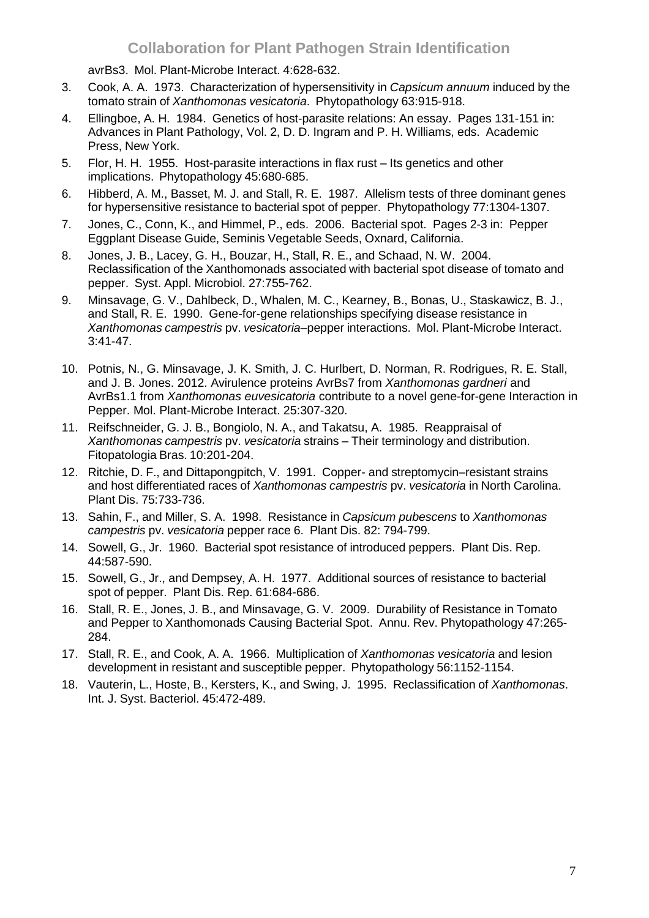avrBs3. Mol. Plant-Microbe Interact. 4:628-632.

3. Cook, A. A. 1973. Characterization of hypersensitivity in *Capsicum annuum* induced by the tomato strain of *Xanthomonas vesicatoria*. Phytopathology 63:915-918.
4. Ellingboe, A. H. 1984. Genetics of host-parasite relations: An essay. Pages 131-151 in: Advances in Plant Pathology, Vol. 2, D. D. Ingram and P. H. Williams, eds. Academic Press, New York.
5. Flor, H. H. 1955. Host-parasite interactions in flax rust – Its genetics and other implications. Phytopathology 45:680-685.
6. Hibberd, A. M., Basset, M. J. and Stall, R. E. 1987. Allelism tests of three dominant genes for hypersensitive resistance to bacterial spot of pepper. Phytopathology 77:1304-1307.
7. Jones, C., Conn, K., and Himmel, P., eds. 2006. Bacterial spot. Pages 2-3 in: Pepper Eggplant Disease Guide, Seminis Vegetable Seeds, Oxnard, California.
8. Jones, J. B., Lacey, G. H., Bouzar, H., Stall, R. E., and Schaad, N. W. 2004. Reclassification of the Xanthomonads associated with bacterial spot disease of tomato and pepper. Syst. Appl. Microbiol. 27:755-762.
9. Minsavage, G. V., Dahlbeck, D., Whalen, M. C., Kearney, B., Bonas, U., Staskawicz, B. J., and Stall, R. E. 1990. Gene-for-gene relationships specifying disease resistance in *Xanthomonas campestris* pv. *vesicatoria*–pepper interactions. Mol. Plant-Microbe Interact. 3:41-47.
10. Potnis, N., G. Minsavage, J. K. Smith, J. C. Hurlbert, D. Norman, R. Rodrigues, R. E. Stall, and J. B. Jones. 2012. Avirulence proteins AvrBs7 from *Xanthomonas gardneri* and AvrBs1.1 from *Xanthomonas euvesicatoria* contribute to a novel gene-for-gene Interaction in Pepper. Mol. Plant-Microbe Interact. 25:307-320.
11. Reifschneider, G. J. B., Bongiolo, N. A., and Takatsu, A. 1985. Reappraisal of *Xanthomonas campestris* pv. *vesicatoria* strains – Their terminology and distribution. Fitopatologia Bras. 10:201-204.
12. Ritchie, D. F., and Dittapongpitch, V. 1991. Copper- and streptomycin–resistant strains and host differentiated races of *Xanthomonas campestris* pv. *vesicatoria* in North Carolina. Plant Dis. 75:733-736.
13. Sahin, F., and Miller, S. A. 1998. Resistance in *Capsicum pubescens* to *Xanthomonas campestris* pv. *vesicatoria* pepper race 6. Plant Dis. 82: 794-799.
14. Sowell, G., Jr. 1960. Bacterial spot resistance of introduced peppers. Plant Dis. Rep. 44:587-590.
15. Sowell, G., Jr., and Dempsey, A. H. 1977. Additional sources of resistance to bacterial spot of pepper. Plant Dis. Rep. 61:684-686.
16. Stall, R. E., Jones, J. B., and Minsavage, G. V. 2009. Durability of Resistance in Tomato and Pepper to Xanthomonads Causing Bacterial Spot. Annu. Rev. Phytopathology 47:265-284.
17. Stall, R. E., and Cook, A. A. 1966. Multiplication of *Xanthomonas vesicatoria* and lesion development in resistant and susceptible pepper. Phytopathology 56:1152-1154.
18. Vauterin, L., Hoste, B., Kersters, K., and Swing, J. 1995. Reclassification of *Xanthomonas*. Int. J. Syst. Bacteriol. 45:472-489.